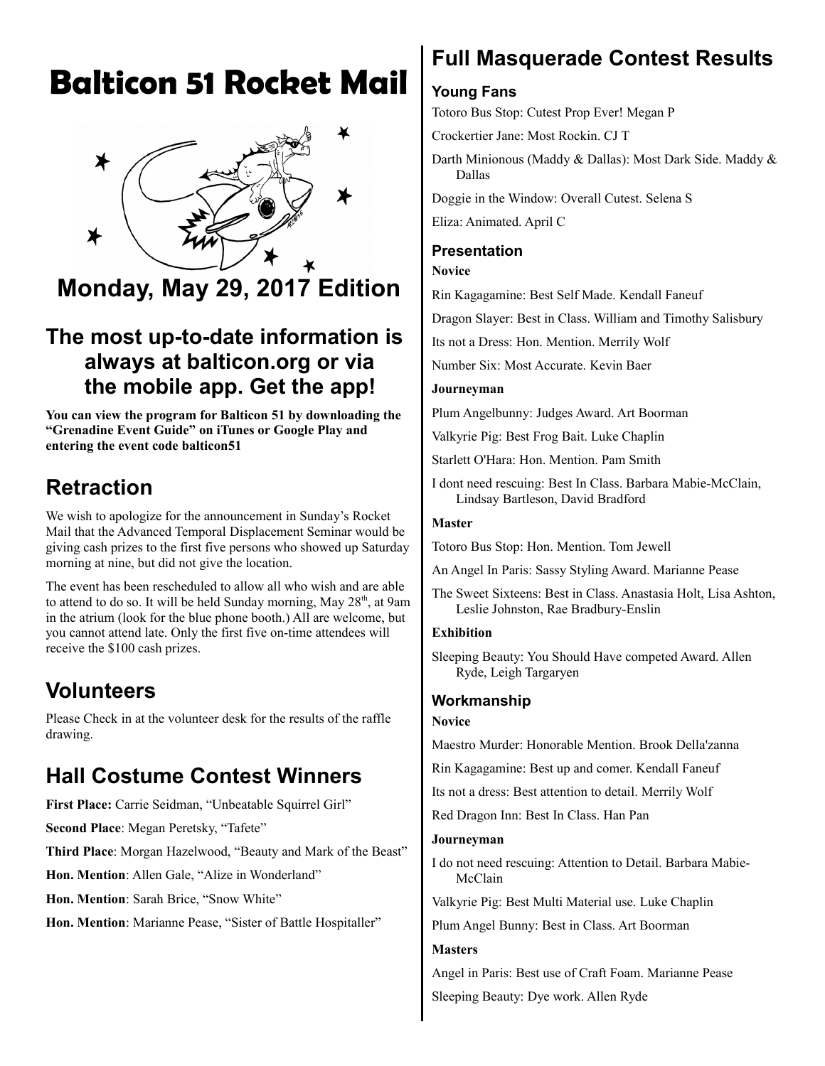# Balticon 51 Rocket Mail

## Monday, May 29, 2017 Edition

### The most up-to-date information is always at balticon.org or via the mobile app. Get the app!

**You can view the program for Balticon 51 by downloading the "Grenadine Event Guide" on iTunes or Google Play and entering the event code balticon51**

## Retraction

We wish to apologize for the announcement in Sunday's Rocket Mail that the Advanced Temporal Displacement Seminar would be giving cash prizes to the first five persons who showed up Saturday morning at nine, but did not give the location.

The event has been rescheduled to allow all who wish and are able to attend to do so. It will be held Sunday morning, May 28th, at 9am in the atrium (look for the blue phone booth.) All are welcome, but you cannot attend late. Only the first five on-time attendees will receive the $100 cash prizes.

## Volunteers

Please Check in at the volunteer desk for the results of the raffle drawing.

## Hall Costume Contest Winners

**First Place:** Carrie Seidman, "Unbeatable Squirrel Girl"

**Second Place**: Megan Peretsky, "Tafete"

**Third Place**: Morgan Hazelwood, "Beauty and Mark of the Beast"

**Hon. Mention**: Allen Gale, "Alize in Wonderland"

**Hon. Mention**: Sarah Brice, "Snow White"

**Hon. Mention**: Marianne Pease, "Sister of Battle Hospitaller"

## Full Masquerade Contest Results

### Young Fans

Totoro Bus Stop: Cutest Prop Ever! Megan P

Crockertier Jane: Most Rockin. CJ T

Darth Minionous (Maddy & Dallas): Most Dark Side. Maddy & Dallas

Doggie in the Window: Overall Cutest. Selena S

Eliza: Animated. April C

### Presentation

**Novice**

Rin Kagagamine: Best Self Made. Kendall Faneuf

Dragon Slayer: Best in Class. William and Timothy Salisbury

Its not a Dress: Hon. Mention. Merrily Wolf

Number Six: Most Accurate. Kevin Baer

**Journeyman**

Plum Angelbunny: Judges Award. Art Boorman

Valkyrie Pig: Best Frog Bait. Luke Chaplin

Starlett O'Hara: Hon. Mention. Pam Smith

I dont need rescuing: Best In Class. Barbara Mabie-McClain, Lindsay Bartleson, David Bradford

**Master**

Totoro Bus Stop: Hon. Mention. Tom Jewell

An Angel In Paris: Sassy Styling Award. Marianne Pease

The Sweet Sixteens: Best in Class. Anastasia Holt, Lisa Ashton, Leslie Johnston, Rae Bradbury-Enslin

**Exhibition**

Sleeping Beauty: You Should Have competed Award. Allen Ryde, Leigh Targaryen

### Workmanship

**Novice**

Maestro Murder: Honorable Mention. Brook Della'zanna

Rin Kagagamine: Best up and comer. Kendall Faneuf

Its not a dress: Best attention to detail. Merrily Wolf

Red Dragon Inn: Best In Class. Han Pan

**Journeyman**

I do not need rescuing: Attention to Detail. Barbara Mabie-McClain

Valkyrie Pig: Best Multi Material use. Luke Chaplin

Plum Angel Bunny: Best in Class. Art Boorman

**Masters**

Angel in Paris: Best use of Craft Foam. Marianne Pease

Sleeping Beauty: Dye work. Allen Ryde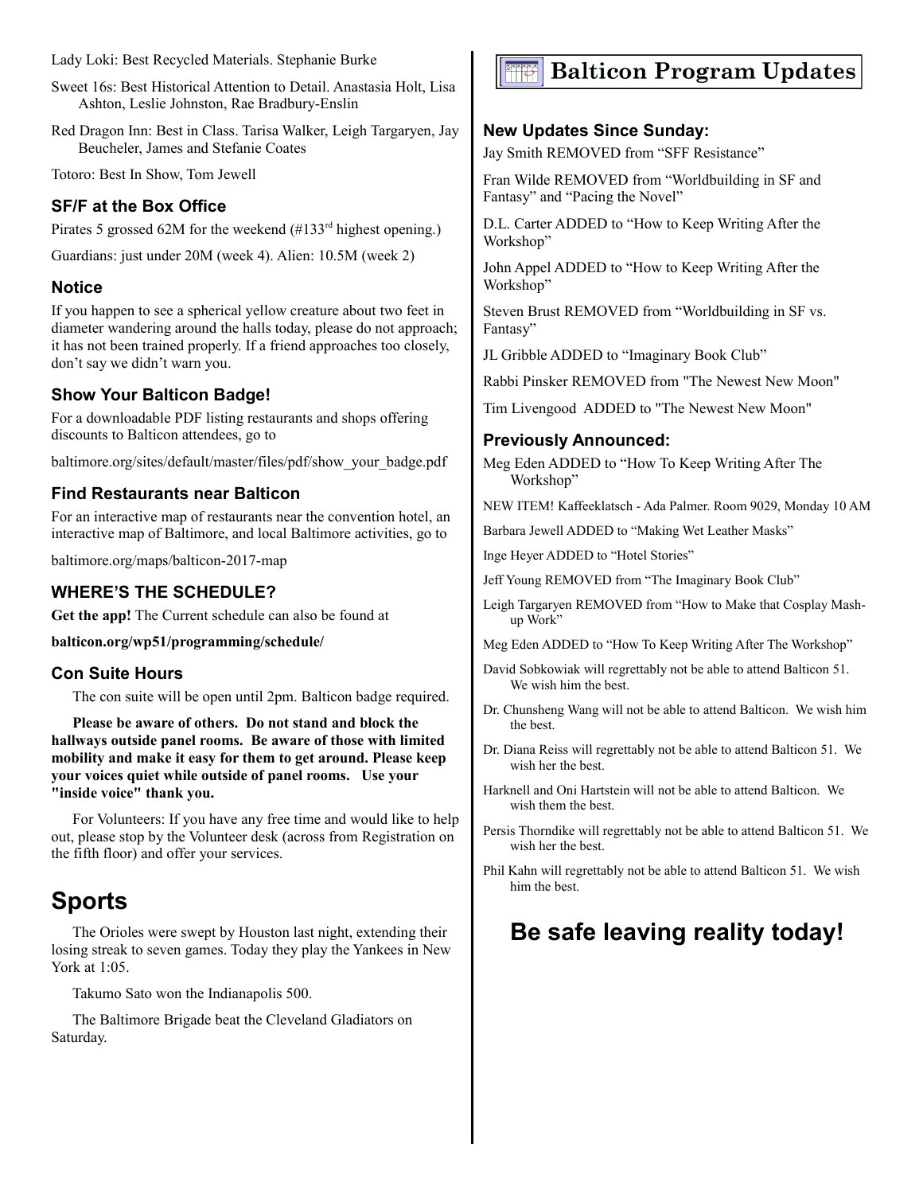Lady Loki: Best Recycled Materials. Stephanie Burke

Sweet 16s: Best Historical Attention to Detail. Anastasia Holt, Lisa Ashton, Leslie Johnston, Rae Bradbury-Enslin

Red Dragon Inn: Best in Class. Tarisa Walker, Leigh Targaryen, Jay Beucheler, James and Stefanie Coates

Totoro: Best In Show, Tom Jewell

### SF/F at the Box Office

Pirates 5 grossed 62M for the weekend (#133rd highest opening.)

Guardians: just under 20M (week 4). Alien: 10.5M (week 2)

### Notice

If you happen to see a spherical yellow creature about two feet in diameter wandering around the halls today, please do not approach; it has not been trained properly. If a friend approaches too closely, don't say we didn't warn you.

### Show Your Balticon Badge!

For a downloadable PDF listing restaurants and shops offering discounts to Balticon attendees, go to

baltimore.org/sites/default/master/files/pdf/show_your_badge.pdf

### Find Restaurants near Balticon

For an interactive map of restaurants near the convention hotel, an interactive map of Baltimore, and local Baltimore activities, go to

baltimore.org/maps/balticon-2017-map

### WHERE'S THE SCHEDULE?

**Get the app!** The Current schedule can also be found at

**balticon.org/wp51/programming/schedule/**

### Con Suite Hours

The con suite will be open until 2pm. Balticon badge required.

**Please be aware of others. Do not stand and block the hallways outside panel rooms. Be aware of those with limited mobility and make it easy for them to get around. Please keep your voices quiet while outside of panel rooms. Use your "inside voice" thank you.**

For Volunteers: If you have any free time and would like to help out, please stop by the Volunteer desk (across from Registration on the fifth floor) and offer your services.

# Sports

The Orioles were swept by Houston last night, extending their losing streak to seven games. Today they play the Yankees in New York at 1:05.

Takumo Sato won the Indianapolis 500.

The Baltimore Brigade beat the Cleveland Gladiators on Saturday.

## Balticon Program Updates

### New Updates Since Sunday:

Jay Smith REMOVED from "SFF Resistance"

Fran Wilde REMOVED from "Worldbuilding in SF and Fantasy" and "Pacing the Novel"

D.L. Carter ADDED to "How to Keep Writing After the Workshop"

John Appel ADDED to "How to Keep Writing After the Workshop"

Steven Brust REMOVED from "Worldbuilding in SF vs. Fantasy"

JL Gribble ADDED to "Imaginary Book Club"

Rabbi Pinsker REMOVED from "The Newest New Moon"

Tim Livengood ADDED to "The Newest New Moon"

### Previously Announced:

Meg Eden ADDED to "How To Keep Writing After The Workshop"

NEW ITEM! Kaffeeklatsch - Ada Palmer. Room 9029, Monday 10 AM

Barbara Jewell ADDED to "Making Wet Leather Masks"

Inge Heyer ADDED to "Hotel Stories"

Jeff Young REMOVED from "The Imaginary Book Club"

Leigh Targaryen REMOVED from "How to Make that Cosplay Mash-up Work"

Meg Eden ADDED to "How To Keep Writing After The Workshop"

David Sobkowiak will regrettably not be able to attend Balticon 51. We wish him the best.

Dr. Chunsheng Wang will not be able to attend Balticon. We wish him the best.

Dr. Diana Reiss will regrettably not be able to attend Balticon 51. We wish her the best.

Harknell and Oni Hartstein will not be able to attend Balticon. We wish them the best.

Persis Thorndike will regrettably not be able to attend Balticon 51. We wish her the best.

Phil Kahn will regrettably not be able to attend Balticon 51. We wish him the best.

## Be safe leaving reality today!